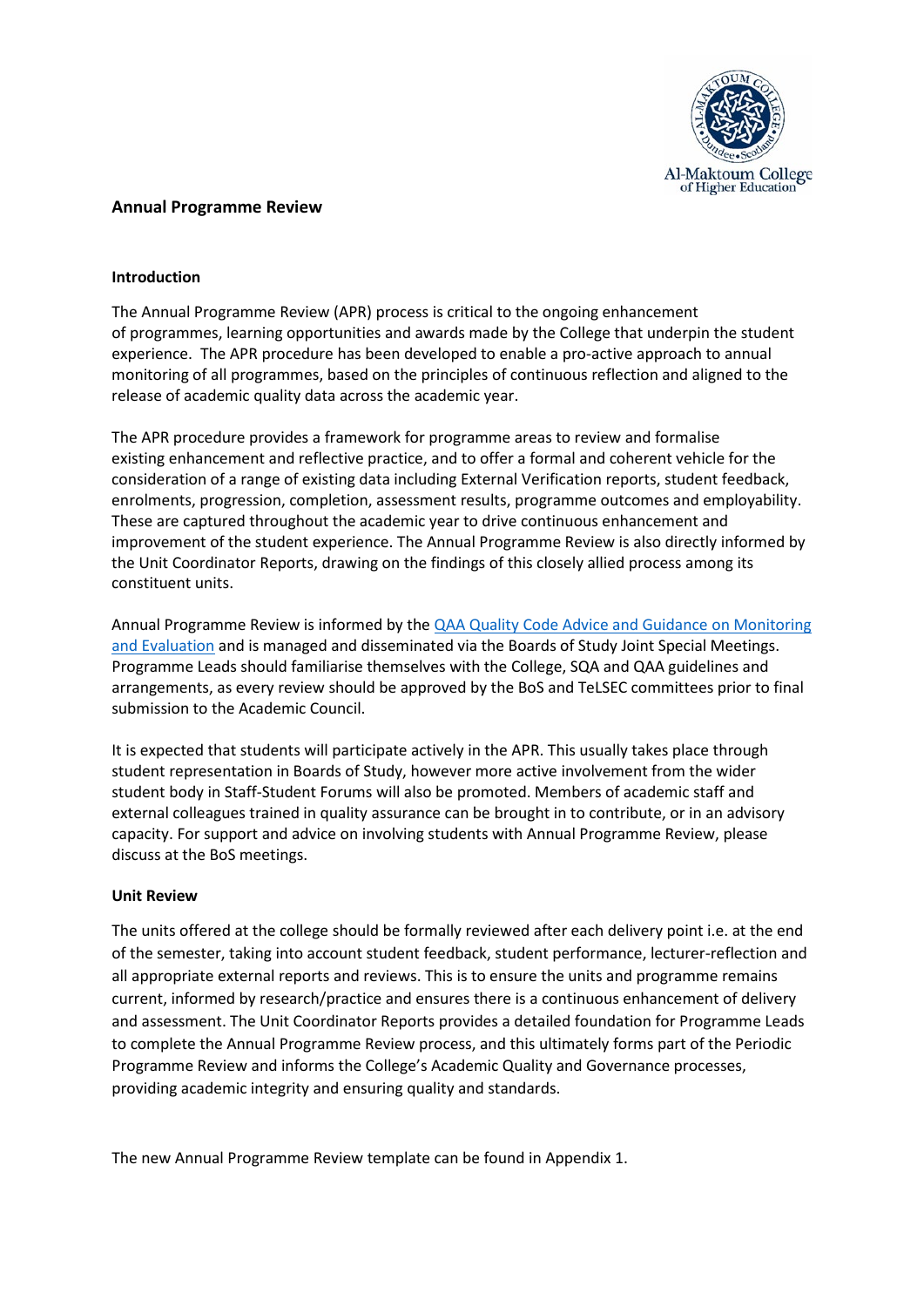# Annual Programme Review

## Introduction

The Annual Programme Review (APR) process is critical to the ongoing enhancement of programmes, learning opportunities and awards made by the College that underpin the student experience. The APR procedure has been developed to enable a pro-active approach to annual monitoring of all programmes, based on the principles of continuous reflection and aligned to the release of academic quality data across the academic year.

The APR procedure provides a framework for programme areas to review and formalise existing enhancement and reflective practice, and to offer a formal and coherent vehicle for the consideration of a range of existing data including External Verification reports, student feedback, enrolments, progression, completion, assessment results, programme outcomes and employability. These are captured throughout the academic year to drive continuous enhancement and improvement of the student experience. The Annual Programme Review is also directly informed by the Unit Coordinator Reports, drawing on the findings of this closely allied process among its constituent units.

Annual Programme Review is informed by the QAA Quality Code Advice and Guidance on Monitoring and Evaluation and is managed and disseminated via the Boards of Study Joint Special Meetings. Programme Leads should familiarise themselves with the College, SQA and QAA guidelines and arrangements, as every review should be approved by the BoS and TeLSEC committees prior to final submission to the Academic Council.

It is expected that students will participate actively in the APR. This usually takes place through student representation in Boards of Study, however more active involvement from the wider student body in Staff-Student Forums will also be promoted. Members of academic staff and external colleagues trained in quality assurance can be brought in to contribute, or in an advisory capacity. For support and advice on involving students with Annual Programme Review, please discuss at the BoS meetings.

## Unit Review

The units offered at the college should be formally reviewed after each delivery point i.e. at the end of the semester, taking into account student feedback, student performance, lecturer-reflection and all appropriate external reports and reviews. This is to ensure the units and programme remains current, informed by research/practice and ensures there is a continuous enhancement of delivery and assessment. The Unit Coordinator Reports provides a detailed foundation for Programme Leads to complete the Annual Programme Review process, and this ultimately forms part of the Periodic Programme Review and informs the College's Academic Quality and Governance processes, providing academic integrity and ensuring quality and standards.

The new Annual Programme Review template can be found in Appendix 1.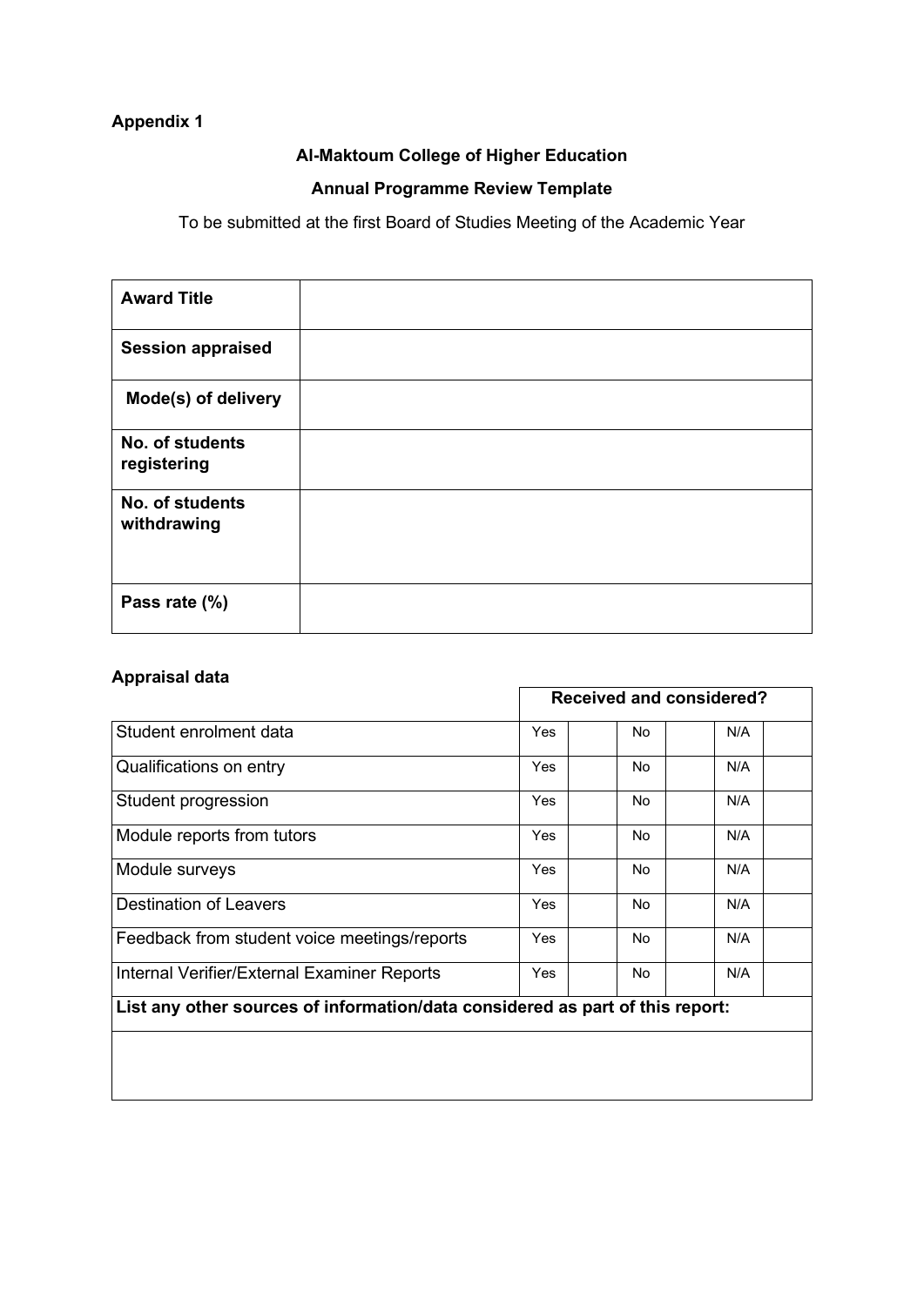**Appendix 1**

**Al-Maktoum College of Higher Education**

**Annual Programme Review Template**

To be submitted at the first Board of Studies Meeting of the Academic Year

| | |
|---|---|
| **Award Title** | |
| **Session appraised** | |
| **Mode(s) of delivery** | |
| **No. of students registering** | |
| **No. of students withdrawing** | |
| **Pass rate (%)** | |

**Appraisal data**

| | **Received and considered?** | | | | | |
|---|---|---|---|---|---|---|
| Student enrolment data | Yes | | No | | N/A | |
| Qualifications on entry | Yes | | No | | N/A | |
| Student progression | Yes | | No | | N/A | |
| Module reports from tutors | Yes | | No | | N/A | |
| Module surveys | Yes | | No | | N/A | |
| Destination of Leavers | Yes | | No | | N/A | |
| Feedback from student voice meetings/reports | Yes | | No | | N/A | |
| Internal Verifier/External Examiner Reports | Yes | | No | | N/A | |
| **List any other sources of information/data considered as part of this report:** | | | | | | |
| | | | | | | |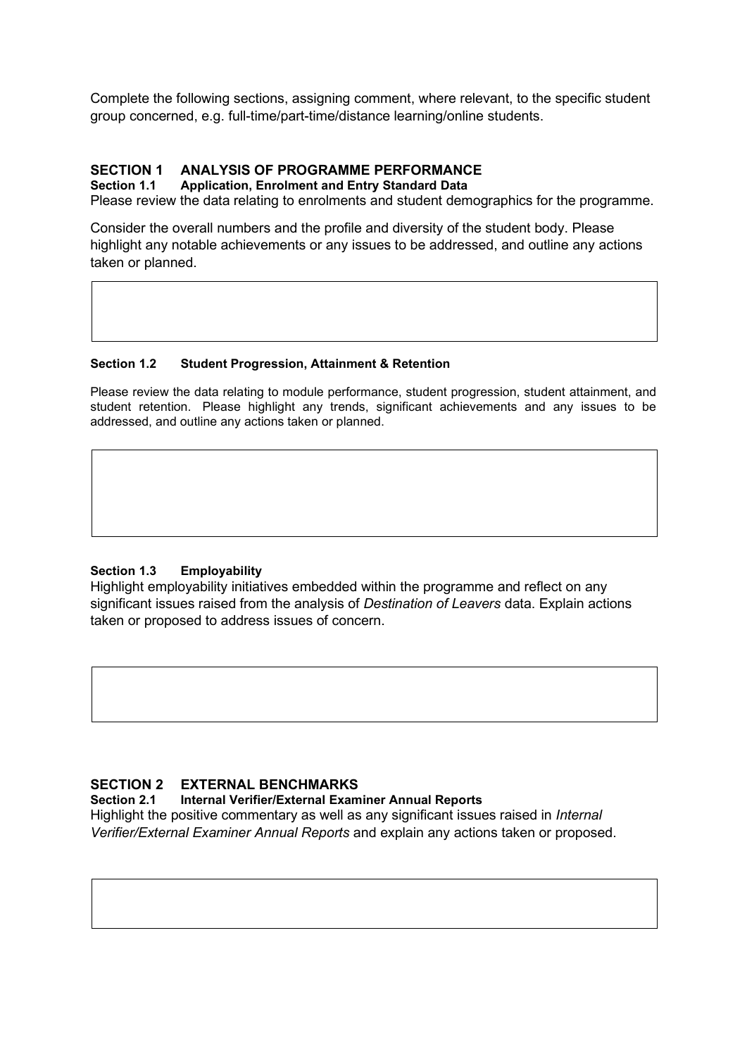Complete the following sections, assigning comment, where relevant, to the specific student group concerned, e.g. full-time/part-time/distance learning/online students.

## SECTION 1 ANALYSIS OF PROGRAMME PERFORMANCE

### Section 1.1 Application, Enrolment and Entry Standard Data

Please review the data relating to enrolments and student demographics for the programme.

Consider the overall numbers and the profile and diversity of the student body. Please highlight any notable achievements or any issues to be addressed, and outline any actions taken or planned.

| |
|---|
| |

### Section 1.2 Student Progression, Attainment & Retention

Please review the data relating to module performance, student progression, student attainment, and student retention. Please highlight any trends, significant achievements and any issues to be addressed, and outline any actions taken or planned.

| |
|---|
| |

### Section 1.3 Employability

Highlight employability initiatives embedded within the programme and reflect on any significant issues raised from the analysis of *Destination of Leavers* data. Explain actions taken or proposed to address issues of concern.

| |
|---|
| |

## SECTION 2 EXTERNAL BENCHMARKS

### Section 2.1 Internal Verifier/External Examiner Annual Reports

Highlight the positive commentary as well as any significant issues raised in *Internal Verifier/External Examiner Annual Reports* and explain any actions taken or proposed.

| |
|---|
| |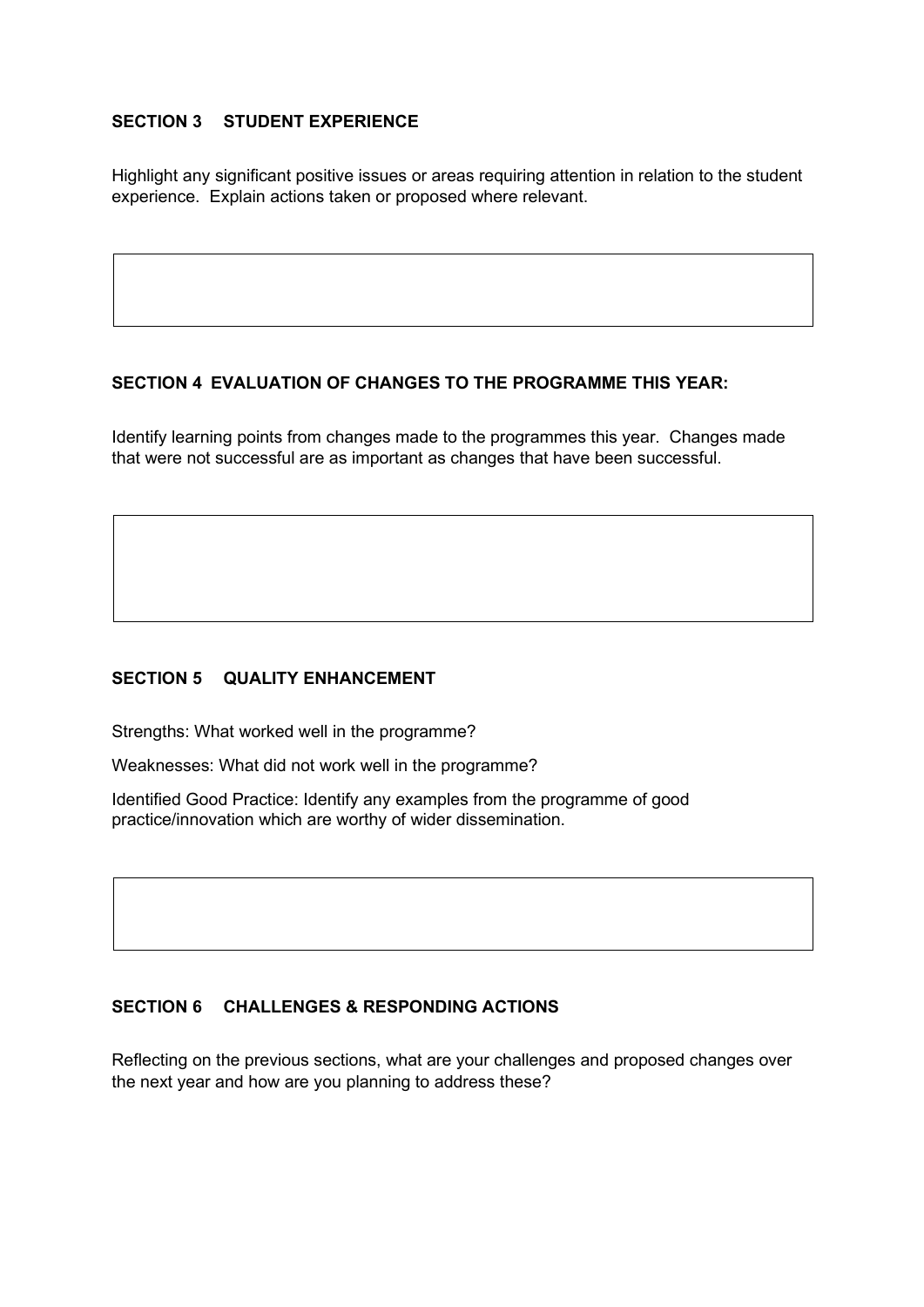## SECTION 3 STUDENT EXPERIENCE

Highlight any significant positive issues or areas requiring attention in relation to the student experience. Explain actions taken or proposed where relevant.

## SECTION 4 EVALUATION OF CHANGES TO THE PROGRAMME THIS YEAR:

Identify learning points from changes made to the programmes this year. Changes made that were not successful are as important as changes that have been successful.

## SECTION 5 QUALITY ENHANCEMENT

Strengths: What worked well in the programme?

Weaknesses: What did not work well in the programme?

Identified Good Practice: Identify any examples from the programme of good practice/innovation which are worthy of wider dissemination.

## SECTION 6 CHALLENGES & RESPONDING ACTIONS

Reflecting on the previous sections, what are your challenges and proposed changes over the next year and how are you planning to address these?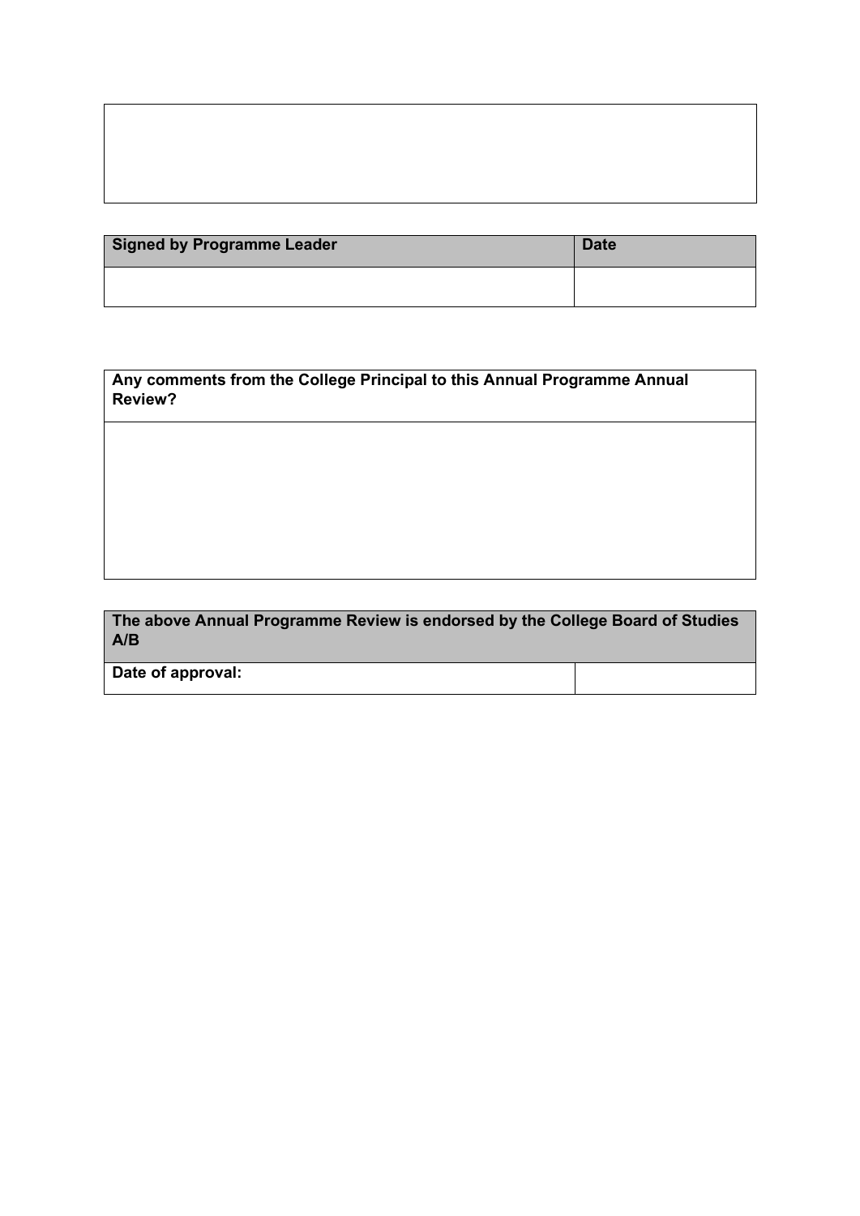| |
|---|
| |

| Signed by Programme Leader | Date |
|---|---|
| | |

| Any comments from the College Principal to this Annual Programme Annual Review? |
|---|
| |

| The above Annual Programme Review is endorsed by the College Board of Studies A/B | |
|---|---|
| Date of approval: | |